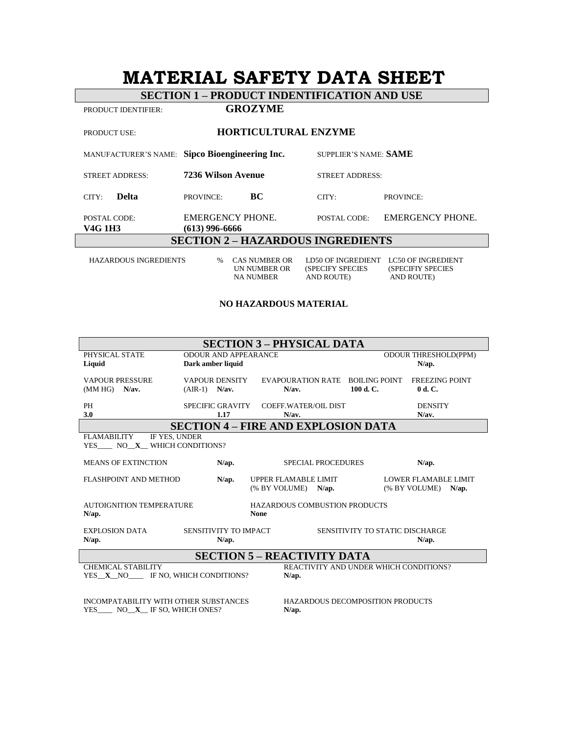# MATERIAL SAFETY DATA SHEET

## SECTION 1 – PRODUCT INDENTIFICATION AND USE

PRODUCT IDENTIFIER: **GROZYME**

PRODUCT USE: **HORTICULTURAL ENZYME**

| | | | |
|---|---|---|---|
| MANUFACTURER'S NAME: **Sipco Bioengineering Inc.** | | SUPPLIER'S NAME: **SAME** | |
| STREET ADDRESS: **7236 Wilson Avenue** | | STREET ADDRESS: | |
| CITY: **Delta** | PROVINCE: **BC** | CITY: | PROVINCE: |
| POSTAL CODE: **V4G 1H3** | EMERGENCY PHONE. **(613) 996-6666** | POSTAL CODE: | EMERGENCY PHONE. |

## SECTION 2 – HAZARDOUS INGREDIENTS

| HAZARDOUS INGREDIENTS | % | CAS NUMBER OR UN NUMBER OR NA NUMBER | LD50 OF INGREDIENT (SPECIFY SPECIES AND ROUTE) | LC50 OF INGREDIENT (SPECIFIY SPECIES AND ROUTE) |
|---|---|---|---|---|

**NO HAZARDOUS MATERIAL**

## SECTION 3 – PHYSICAL DATA

| PHYSICAL STATE | ODOUR AND APPEARANCE | | | ODOUR THRESHOLD(PPM) |
|---|---|---|---|---|
| **Liquid** | **Dark amber liquid** | | | **N/ap.** |
| VAPOUR PRESSURE (MM HG) **N/av.** | VAPOUR DENSITY (AIR-1) **N/av.** | EVAPOURATION RATE **N/av.** | BOILING POINT **100 d. C.** | FREEZING POINT **0 d. C.** |
| PH **3.0** | SPECIFIC GRAVITY **1.17** | COEFF.WATER/OIL DIST **N/av.** | | DENSITY **N/av.** |

## SECTION 4 – FIRE AND EXPLOSION DATA

FLAMABILITY YES____ NO__**X**__ IF YES, UNDER WHICH CONDITIONS?

| | | | |
|---|---|---|---|
| MEANS OF EXTINCTION | **N/ap.** | SPECIAL PROCEDURES | **N/ap.** |
| FLASHPOINT AND METHOD | **N/ap.** | UPPER FLAMABLE LIMIT (% BY VOLUME) **N/ap.** | LOWER FLAMABLE LIMIT (% BY VOLUME) **N/ap.** |
| AUTOIGNITION TEMPERATURE **N/ap.** | | HAZARDOUS COMBUSTION PRODUCTS **None** | |
| EXPLOSION DATA **N/ap.** | SENSITIVITY TO IMPACT **N/ap.** | SENSITIVITY TO STATIC DISCHARGE **N/ap.** | |

## SECTION 5 – REACTIVITY DATA

| | |
|---|---|
| CHEMICAL STABILITY YES__**X**__NO____ IF NO, WHICH CONDITIONS? | REACTIVITY AND UNDER WHICH CONDITIONS? **N/ap.** |
| INCOMPATABILITY WITH OTHER SUBSTANCES YES____ NO__**X**__ IF SO, WHICH ONES? | HAZARDOUS DECOMPOSITION PRODUCTS **N/ap.** |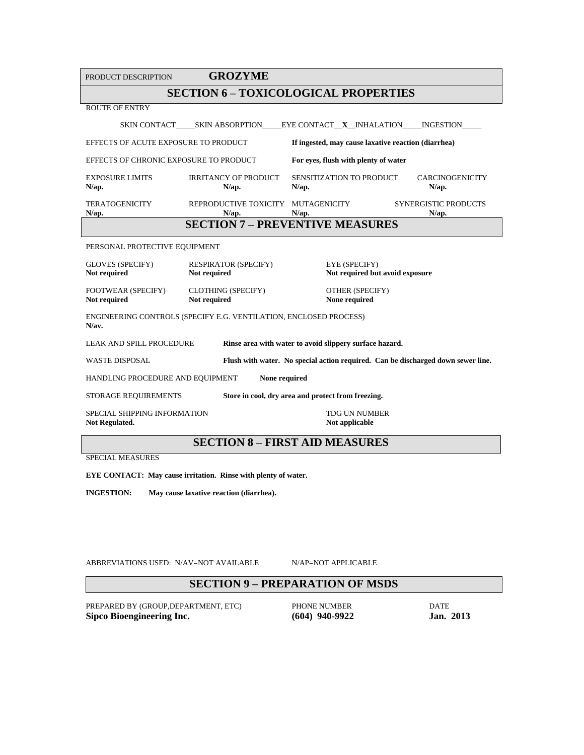PRODUCT DESCRIPTION **GROZYME**

## SECTION 6 – TOXICOLOGICAL PROPERTIES

ROUTE OF ENTRY

SKIN CONTACT_____SKIN ABSORPTION_____EYE CONTACT__**X**__INHALATION_____INGESTION_____

EFFECTS OF ACUTE EXPOSURE TO PRODUCT **If ingested, may cause laxative reaction (diarrhea)**

EFFECTS OF CHRONIC EXPOSURE TO PRODUCT **For eyes, flush with plenty of water**

| EXPOSURE LIMITS | IRRITANCY OF PRODUCT | SENSITIZATION TO PRODUCT | CARCINOGENICITY |
|---|---|---|---|
| **N/ap.** | **N/ap.** | **N/ap.** | **N/ap.** |
| TERATOGENICITY | REPRODUCTIVE TOXICITY | MUTAGENICITY | SYNERGISTIC PRODUCTS |
| **N/ap.** | **N/ap.** | **N/ap.** | **N/ap.** |

## SECTION 7 – PREVENTIVE MEASURES

PERSONAL PROTECTIVE EQUIPMENT

| GLOVES (SPECIFY) | RESPIRATOR (SPECIFY) | EYE (SPECIFY) |
|---|---|---|
| **Not required** | **Not required** | **Not required but avoid exposure** |
| FOOTWEAR (SPECIFY) | CLOTHING (SPECIFY) | OTHER (SPECIFY) |
| **Not required** | **Not required** | **None required** |

ENGINEERING CONTROLS (SPECIFY E.G. VENTILATION, ENCLOSED PROCESS)
**N/av.**

LEAK AND SPILL PROCEDURE **Rinse area with water to avoid slippery surface hazard.**

WASTE DISPOSAL **Flush with water. No special action required. Can be discharged down sewer line.**

HANDLING PROCEDURE AND EQUIPMENT **None required**

STORAGE REQUIREMENTS **Store in cool, dry area and protect from freezing.**

| SPECIAL SHIPPING INFORMATION | TDG UN NUMBER |
|---|---|
| **Not Regulated.** | **Not applicable** |

## SECTION 8 – FIRST AID MEASURES

SPECIAL MEASURES

**EYE CONTACT: May cause irritation. Rinse with plenty of water.**

**INGESTION: May cause laxative reaction (diarrhea).**

ABBREVIATIONS USED: N/AV=NOT AVAILABLE N/AP=NOT APPLICABLE

## SECTION 9 – PREPARATION OF MSDS

| PREPARED BY (GROUP,DEPARTMENT, ETC) | PHONE NUMBER | DATE |
|---|---|---|
| **Sipco Bioengineering Inc.** | **(604) 940-9922** | **Jan. 2013** |